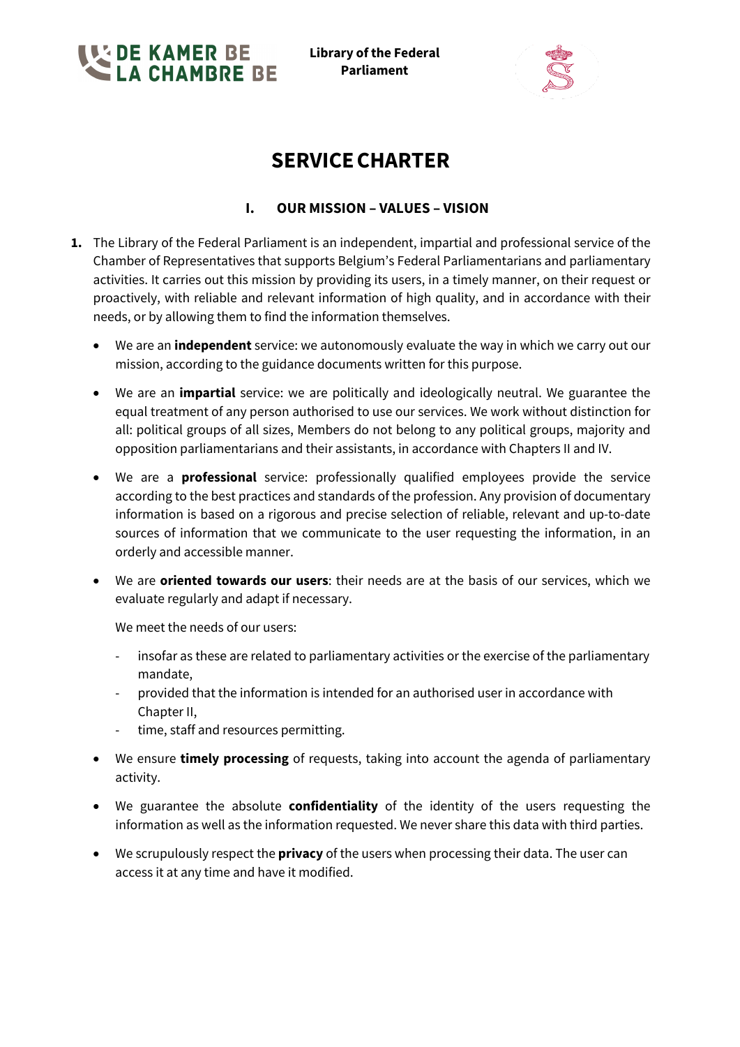DE KAMER BE
LA CHAMBRE BE

**Library of the Federal Parliament**

# SERVICE CHARTER

## I. OUR MISSION – VALUES – VISION

**1.** The Library of the Federal Parliament is an independent, impartial and professional service of the Chamber of Representatives that supports Belgium's Federal Parliamentarians and parliamentary activities. It carries out this mission by providing its users, in a timely manner, on their request or proactively, with reliable and relevant information of high quality, and in accordance with their needs, or by allowing them to find the information themselves.

- We are an **independent** service: we autonomously evaluate the way in which we carry out our mission, according to the guidance documents written for this purpose.

- We are an **impartial** service: we are politically and ideologically neutral. We guarantee the equal treatment of any person authorised to use our services. We work without distinction for all: political groups of all sizes, Members do not belong to any political groups, majority and opposition parliamentarians and their assistants, in accordance with Chapters II and IV.

- We are a **professional** service: professionally qualified employees provide the service according to the best practices and standards of the profession. Any provision of documentary information is based on a rigorous and precise selection of reliable, relevant and up-to-date sources of information that we communicate to the user requesting the information, in an orderly and accessible manner.

- We are **oriented towards our users**: their needs are at the basis of our services, which we evaluate regularly and adapt if necessary.

  We meet the needs of our users:

  - insofar as these are related to parliamentary activities or the exercise of the parliamentary mandate,
  - provided that the information is intended for an authorised user in accordance with Chapter II,
  - time, staff and resources permitting.

- We ensure **timely processing** of requests, taking into account the agenda of parliamentary activity.

- We guarantee the absolute **confidentiality** of the identity of the users requesting the information as well as the information requested. We never share this data with third parties.

- We scrupulously respect the **privacy** of the users when processing their data. The user can access it at any time and have it modified.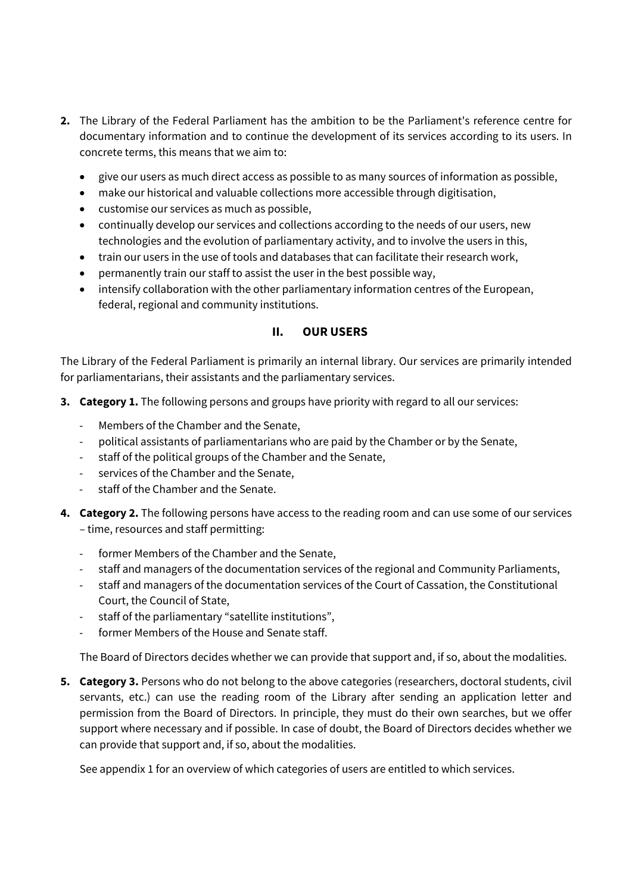**2.** The Library of the Federal Parliament has the ambition to be the Parliament's reference centre for documentary information and to continue the development of its services according to its users. In concrete terms, this means that we aim to:

- give our users as much direct access as possible to as many sources of information as possible,
- make our historical and valuable collections more accessible through digitisation,
- customise our services as much as possible,
- continually develop our services and collections according to the needs of our users, new technologies and the evolution of parliamentary activity, and to involve the users in this,
- train our users in the use of tools and databases that can facilitate their research work,
- permanently train our staff to assist the user in the best possible way,
- intensify collaboration with the other parliamentary information centres of the European, federal, regional and community institutions.

## II. OUR USERS

The Library of the Federal Parliament is primarily an internal library. Our services are primarily intended for parliamentarians, their assistants and the parliamentary services.

**3. Category 1.** The following persons and groups have priority with regard to all our services:

- Members of the Chamber and the Senate,
- political assistants of parliamentarians who are paid by the Chamber or by the Senate,
- staff of the political groups of the Chamber and the Senate,
- services of the Chamber and the Senate,
- staff of the Chamber and the Senate.

**4. Category 2.** The following persons have access to the reading room and can use some of our services – time, resources and staff permitting:

- former Members of the Chamber and the Senate,
- staff and managers of the documentation services of the regional and Community Parliaments,
- staff and managers of the documentation services of the Court of Cassation, the Constitutional Court, the Council of State,
- staff of the parliamentary "satellite institutions",
- former Members of the House and Senate staff.

The Board of Directors decides whether we can provide that support and, if so, about the modalities.

**5. Category 3.** Persons who do not belong to the above categories (researchers, doctoral students, civil servants, etc.) can use the reading room of the Library after sending an application letter and permission from the Board of Directors. In principle, they must do their own searches, but we offer support where necessary and if possible. In case of doubt, the Board of Directors decides whether we can provide that support and, if so, about the modalities.

See appendix 1 for an overview of which categories of users are entitled to which services.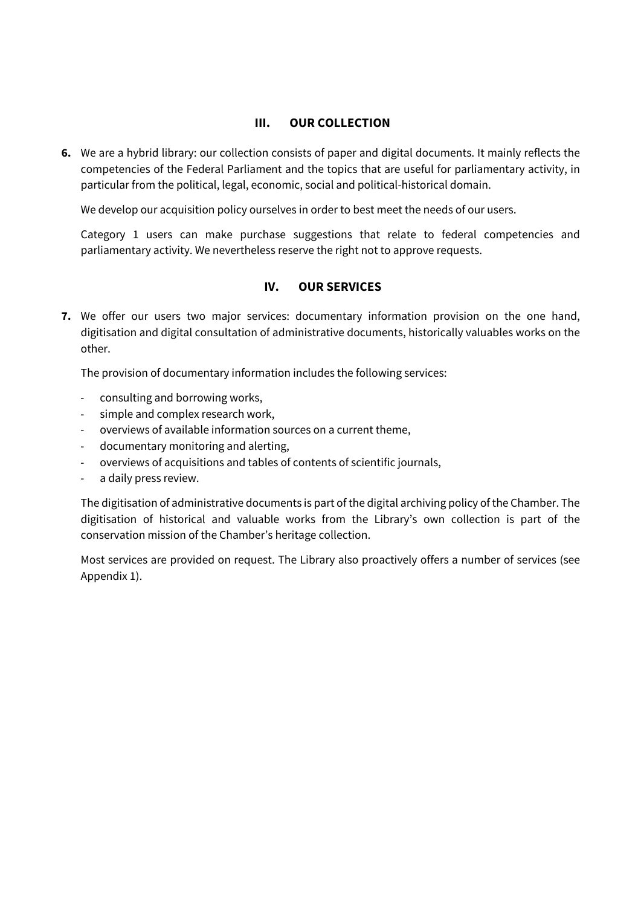## III. OUR COLLECTION

**6.** We are a hybrid library: our collection consists of paper and digital documents. It mainly reflects the competencies of the Federal Parliament and the topics that are useful for parliamentary activity, in particular from the political, legal, economic, social and political-historical domain.

We develop our acquisition policy ourselves in order to best meet the needs of our users.

Category 1 users can make purchase suggestions that relate to federal competencies and parliamentary activity. We nevertheless reserve the right not to approve requests.

## IV. OUR SERVICES

**7.** We offer our users two major services: documentary information provision on the one hand, digitisation and digital consultation of administrative documents, historically valuables works on the other.

The provision of documentary information includes the following services:

- consulting and borrowing works,
- simple and complex research work,
- overviews of available information sources on a current theme,
- documentary monitoring and alerting,
- overviews of acquisitions and tables of contents of scientific journals,
- a daily press review.

The digitisation of administrative documents is part of the digital archiving policy of the Chamber. The digitisation of historical and valuable works from the Library's own collection is part of the conservation mission of the Chamber's heritage collection.

Most services are provided on request. The Library also proactively offers a number of services (see Appendix 1).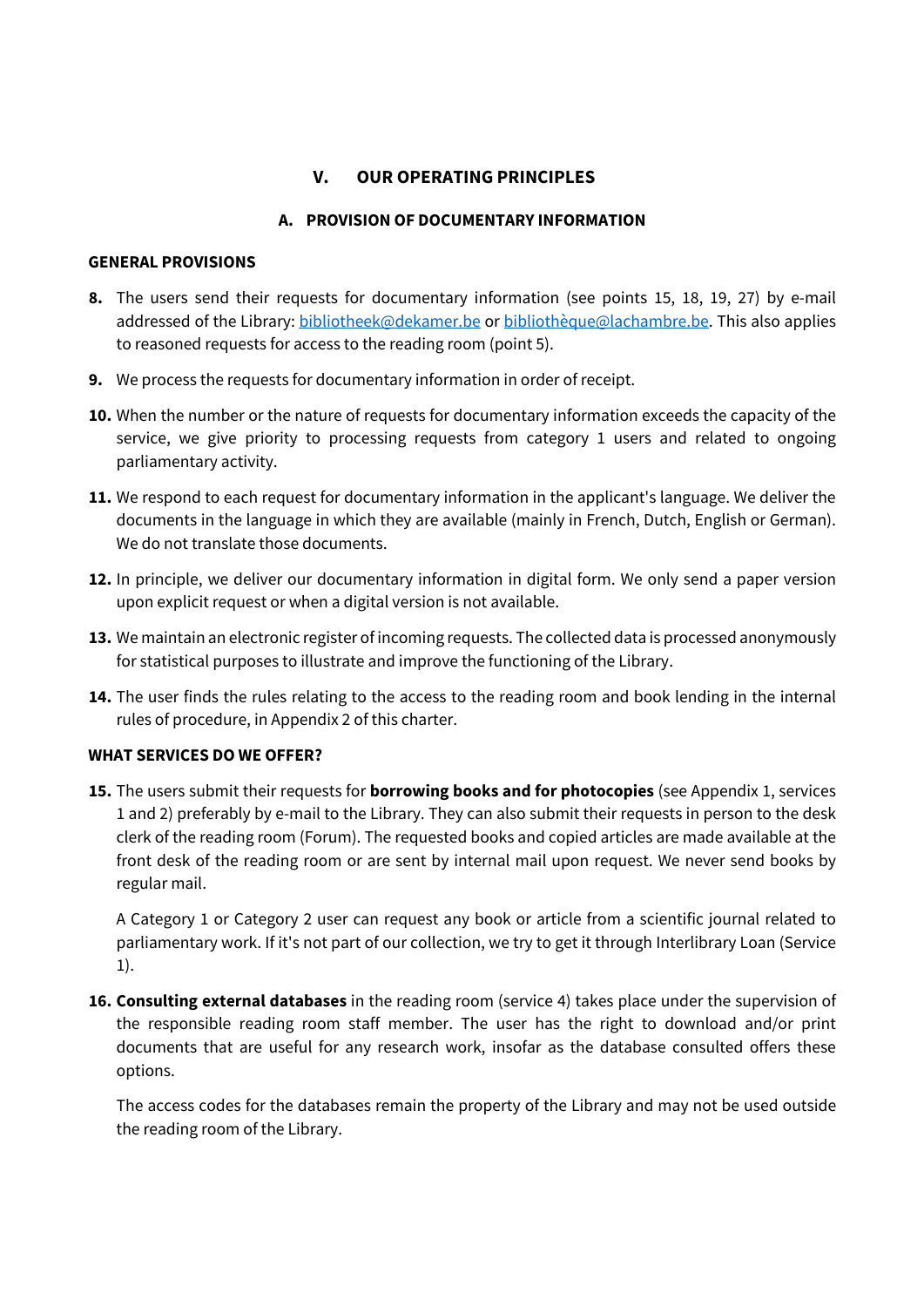## V. OUR OPERATING PRINCIPLES

### A. PROVISION OF DOCUMENTARY INFORMATION

**GENERAL PROVISIONS**

**8.** The users send their requests for documentary information (see points 15, 18, 19, 27) by e-mail addressed of the Library: bibliotheek@dekamer.be or bibliothèque@lachambre.be. This also applies to reasoned requests for access to the reading room (point 5).

**9.** We process the requests for documentary information in order of receipt.

**10.** When the number or the nature of requests for documentary information exceeds the capacity of the service, we give priority to processing requests from category 1 users and related to ongoing parliamentary activity.

**11.** We respond to each request for documentary information in the applicant's language. We deliver the documents in the language in which they are available (mainly in French, Dutch, English or German). We do not translate those documents.

**12.** In principle, we deliver our documentary information in digital form. We only send a paper version upon explicit request or when a digital version is not available.

**13.** We maintain an electronic register of incoming requests. The collected data is processed anonymously for statistical purposes to illustrate and improve the functioning of the Library.

**14.** The user finds the rules relating to the access to the reading room and book lending in the internal rules of procedure, in Appendix 2 of this charter.

**WHAT SERVICES DO WE OFFER?**

**15.** The users submit their requests for **borrowing books and for photocopies** (see Appendix 1, services 1 and 2) preferably by e-mail to the Library. They can also submit their requests in person to the desk clerk of the reading room (Forum). The requested books and copied articles are made available at the front desk of the reading room or are sent by internal mail upon request. We never send books by regular mail.

A Category 1 or Category 2 user can request any book or article from a scientific journal related to parliamentary work. If it's not part of our collection, we try to get it through Interlibrary Loan (Service 1).

**16.** **Consulting external databases** in the reading room (service 4) takes place under the supervision of the responsible reading room staff member. The user has the right to download and/or print documents that are useful for any research work, insofar as the database consulted offers these options.

The access codes for the databases remain the property of the Library and may not be used outside the reading room of the Library.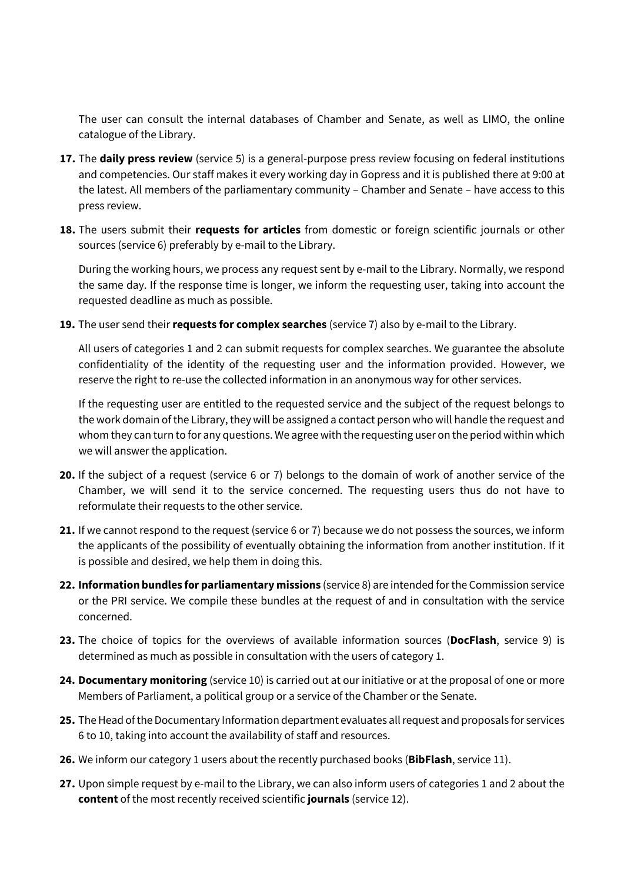The user can consult the internal databases of Chamber and Senate, as well as LIMO, the online catalogue of the Library.

**17.** The **daily press review** (service 5) is a general-purpose press review focusing on federal institutions and competencies. Our staff makes it every working day in Gopress and it is published there at 9:00 at the latest. All members of the parliamentary community – Chamber and Senate – have access to this press review.

**18.** The users submit their **requests for articles** from domestic or foreign scientific journals or other sources (service 6) preferably by e-mail to the Library.

During the working hours, we process any request sent by e-mail to the Library. Normally, we respond the same day. If the response time is longer, we inform the requesting user, taking into account the requested deadline as much as possible.

**19.** The user send their **requests for complex searches** (service 7) also by e-mail to the Library.

All users of categories 1 and 2 can submit requests for complex searches. We guarantee the absolute confidentiality of the identity of the requesting user and the information provided. However, we reserve the right to re-use the collected information in an anonymous way for other services.

If the requesting user are entitled to the requested service and the subject of the request belongs to the work domain of the Library, they will be assigned a contact person who will handle the request and whom they can turn to for any questions. We agree with the requesting user on the period within which we will answer the application.

**20.** If the subject of a request (service 6 or 7) belongs to the domain of work of another service of the Chamber, we will send it to the service concerned. The requesting users thus do not have to reformulate their requests to the other service.

**21.** If we cannot respond to the request (service 6 or 7) because we do not possess the sources, we inform the applicants of the possibility of eventually obtaining the information from another institution. If it is possible and desired, we help them in doing this.

**22.** **Information bundles for parliamentary missions** (service 8) are intended for the Commission service or the PRI service. We compile these bundles at the request of and in consultation with the service concerned.

**23.** The choice of topics for the overviews of available information sources (**DocFlash**, service 9) is determined as much as possible in consultation with the users of category 1.

**24.** **Documentary monitoring** (service 10) is carried out at our initiative or at the proposal of one or more Members of Parliament, a political group or a service of the Chamber or the Senate.

**25.** The Head of the Documentary Information department evaluates all request and proposals for services 6 to 10, taking into account the availability of staff and resources.

**26.** We inform our category 1 users about the recently purchased books (**BibFlash**, service 11).

**27.** Upon simple request by e-mail to the Library, we can also inform users of categories 1 and 2 about the **content** of the most recently received scientific **journals** (service 12).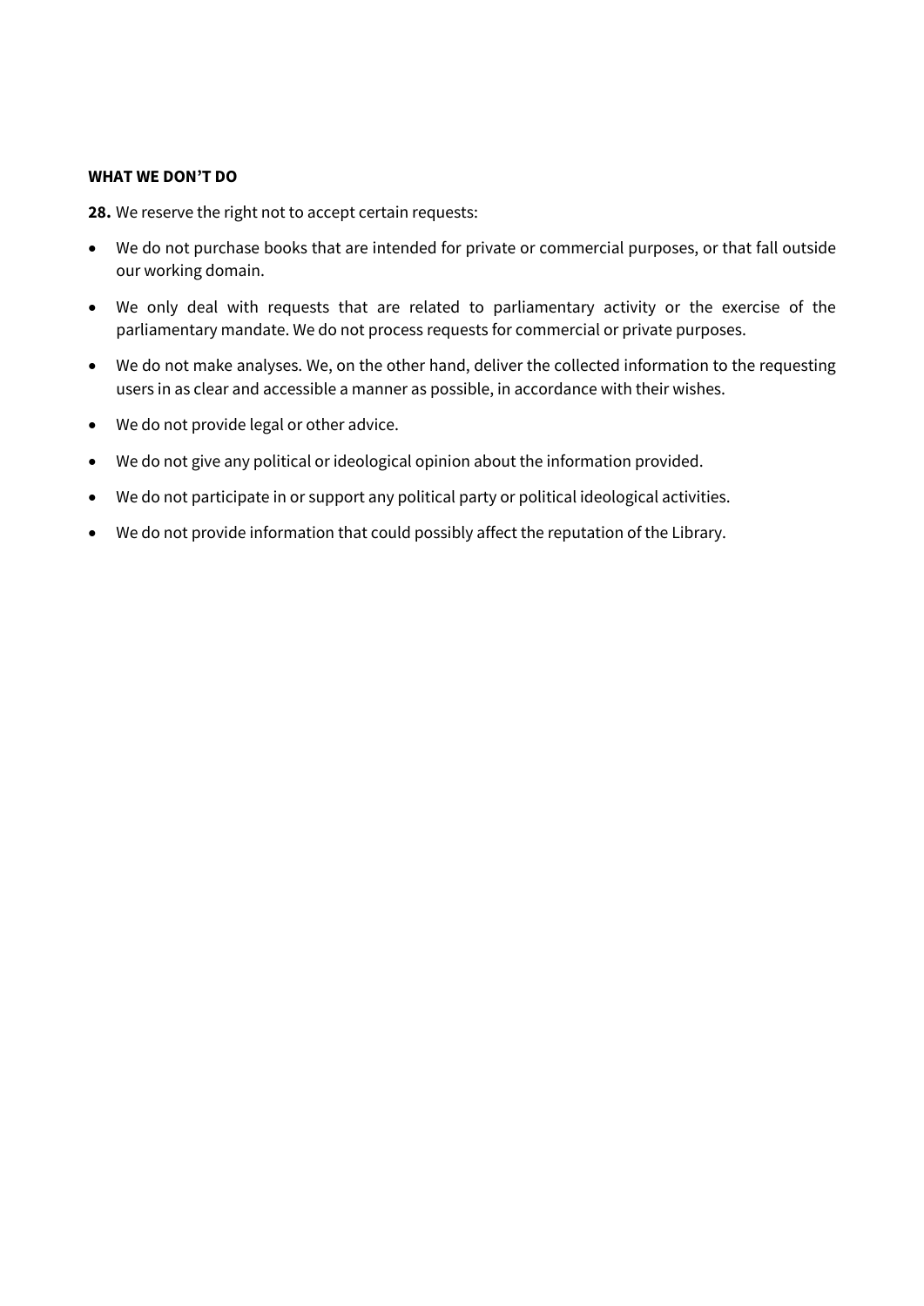**WHAT WE DON'T DO**

**28.** We reserve the right not to accept certain requests:

- We do not purchase books that are intended for private or commercial purposes, or that fall outside our working domain.
- We only deal with requests that are related to parliamentary activity or the exercise of the parliamentary mandate. We do not process requests for commercial or private purposes.
- We do not make analyses. We, on the other hand, deliver the collected information to the requesting users in as clear and accessible a manner as possible, in accordance with their wishes.
- We do not provide legal or other advice.
- We do not give any political or ideological opinion about the information provided.
- We do not participate in or support any political party or political ideological activities.
- We do not provide information that could possibly affect the reputation of the Library.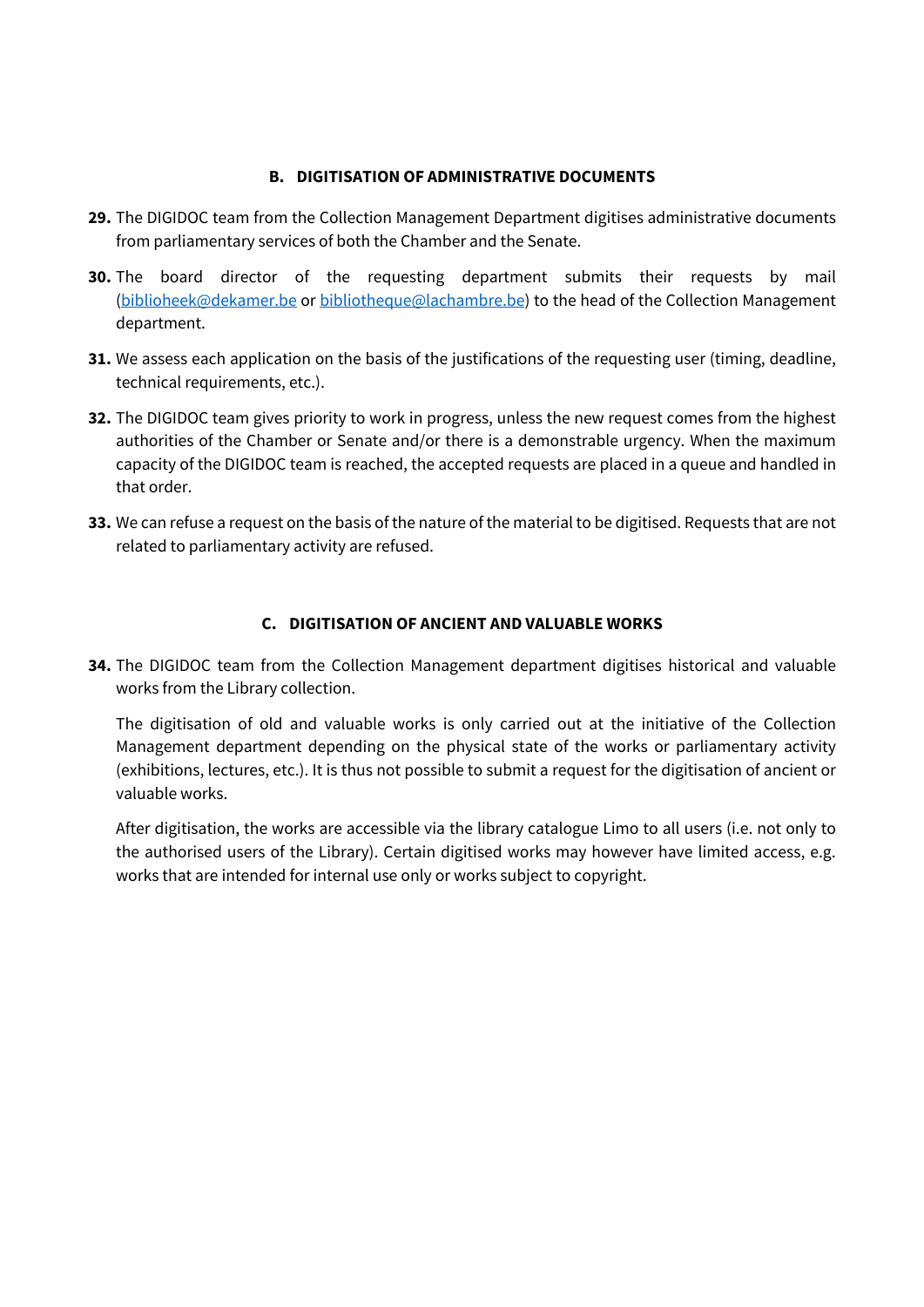### B. DIGITISATION OF ADMINISTRATIVE DOCUMENTS

**29.** The DIGIDOC team from the Collection Management Department digitises administrative documents from parliamentary services of both the Chamber and the Senate.

**30.** The board director of the requesting department submits their requests by mail (bibliotheek@dekamer.be or bibliotheque@lachambre.be) to the head of the Collection Management department.

**31.** We assess each application on the basis of the justifications of the requesting user (timing, deadline, technical requirements, etc.).

**32.** The DIGIDOC team gives priority to work in progress, unless the new request comes from the highest authorities of the Chamber or Senate and/or there is a demonstrable urgency. When the maximum capacity of the DIGIDOC team is reached, the accepted requests are placed in a queue and handled in that order.

**33.** We can refuse a request on the basis of the nature of the material to be digitised. Requests that are not related to parliamentary activity are refused.

### C. DIGITISATION OF ANCIENT AND VALUABLE WORKS

**34.** The DIGIDOC team from the Collection Management department digitises historical and valuable works from the Library collection.

The digitisation of old and valuable works is only carried out at the initiative of the Collection Management department depending on the physical state of the works or parliamentary activity (exhibitions, lectures, etc.). It is thus not possible to submit a request for the digitisation of ancient or valuable works.

After digitisation, the works are accessible via the library catalogue Limo to all users (i.e. not only to the authorised users of the Library). Certain digitised works may however have limited access, e.g. works that are intended for internal use only or works subject to copyright.